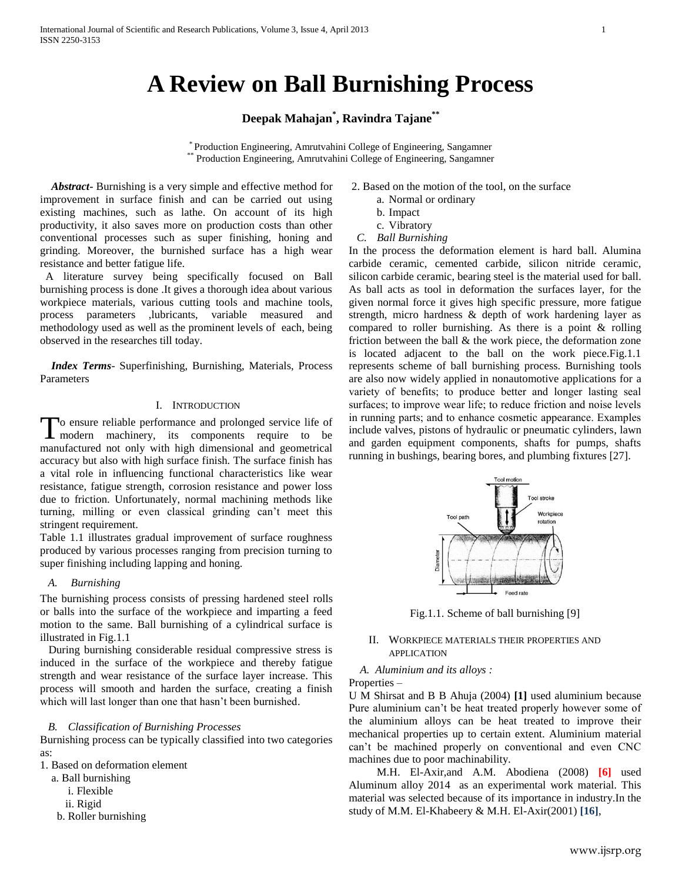# A Review on Ball Burnishing Process

**Deepak Mahajan*, Ravindra Tajane****

\* Production Engineering, Amrutvahini College of Engineering, Sangamner
\** Production Engineering, Amrutvahini College of Engineering, Sangamner

***Abstract***- Burnishing is a very simple and effective method for improvement in surface finish and can be carried out using existing machines, such as lathe. On account of its high productivity, it also saves more on production costs than other conventional processes such as super finishing, honing and grinding. Moreover, the burnished surface has a high wear resistance and better fatigue life.

A literature survey being specifically focused on Ball burnishing process is done .It gives a thorough idea about various workpiece materials, various cutting tools and machine tools, process parameters ,lubricants, variable measured and methodology used as well as the prominent levels of each, being observed in the researches till today.

***Index Terms***- Superfinishing, Burnishing, Materials, Process Parameters

## I. Introduction

To ensure reliable performance and prolonged service life of modern machinery, its components require to be manufactured not only with high dimensional and geometrical accuracy but also with high surface finish. The surface finish has a vital role in influencing functional characteristics like wear resistance, fatigue strength, corrosion resistance and power loss due to friction. Unfortunately, normal machining methods like turning, milling or even classical grinding can't meet this stringent requirement.

Table 1.1 illustrates gradual improvement of surface roughness produced by various processes ranging from precision turning to super finishing including lapping and honing.

### *A. Burnishing*

The burnishing process consists of pressing hardened steel rolls or balls into the surface of the workpiece and imparting a feed motion to the same. Ball burnishing of a cylindrical surface is illustrated in Fig.1.1

During burnishing considerable residual compressive stress is induced in the surface of the workpiece and thereby fatigue strength and wear resistance of the surface layer increase. This process will smooth and harden the surface, creating a finish which will last longer than one that hasn't been burnished.

### *B. Classification of Burnishing Processes*

Burnishing process can be typically classified into two categories as:

1. Based on deformation element
   a. Ball burnishing
      i. Flexible
      ii. Rigid
   b. Roller burnishing
2. Based on the motion of the tool, on the surface
   a. Normal or ordinary
   b. Impact
   c. Vibratory

### *C. Ball Burnishing*

In the process the deformation element is hard ball. Alumina carbide ceramic, cemented carbide, silicon nitride ceramic, silicon carbide ceramic, bearing steel is the material used for ball. As ball acts as tool in deformation the surfaces layer, for the given normal force it gives high specific pressure, more fatigue strength, micro hardness & depth of work hardening layer as compared to roller burnishing. As there is a point & rolling friction between the ball & the work piece, the deformation zone is located adjacent to the ball on the work piece.Fig.1.1 represents scheme of ball burnishing process. Burnishing tools are also now widely applied in nonautomotive applications for a variety of benefits; to produce better and longer lasting seal surfaces; to improve wear life; to reduce friction and noise levels in running parts; and to enhance cosmetic appearance. Examples include valves, pistons of hydraulic or pneumatic cylinders, lawn and garden equipment components, shafts for pumps, shafts running in bushings, bearing bores, and plumbing fixtures [27].

Fig.1.1. Scheme of ball burnishing [9]

## II. Workpiece Materials Their Properties and Application

### *A. Aluminium and its alloys :*

Properties –

U M Shirsat and B B Ahuja (2004) **[1]** used aluminium because Pure aluminium can't be heat treated properly however some of the aluminium alloys can be heat treated to improve their mechanical properties up to certain extent. Aluminium material can't be machined properly on conventional and even CNC machines due to poor machinability.

M.H. El-Axir,and A.M. Abodiena (2008) **[6]** used Aluminum alloy 2014 as an experimental work material. This material was selected because of its importance in industry.In the study of M.M. El-Khabeery & M.H. El-Axir(2001) **[16]**,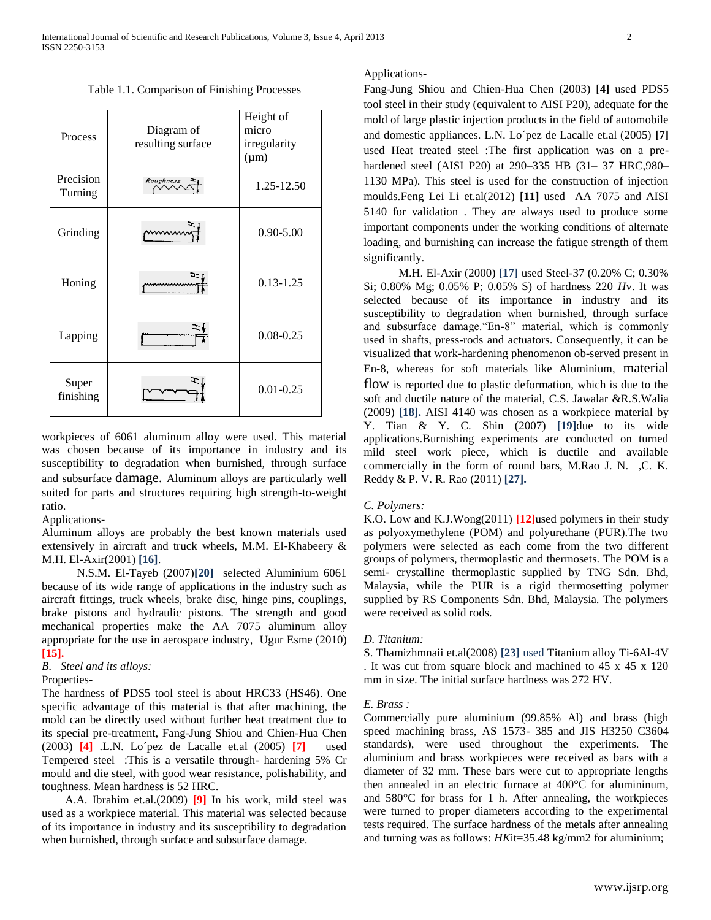Table 1.1. Comparison of Finishing Processes

| Process | Diagram of resulting surface | Height of micro irregularity (μm) |
|---|---|---|
| Precision Turning | | 1.25-12.50 |
| Grinding | | 0.90-5.00 |
| Honing | | 0.13-1.25 |
| Lapping | | 0.08-0.25 |
| Super finishing | | 0.01-0.25 |

workpieces of 6061 aluminum alloy were used. This material was chosen because of its importance in industry and its susceptibility to degradation when burnished, through surface and subsurface damage. Aluminum alloys are particularly well suited for parts and structures requiring high strength-to-weight ratio.

Applications-

Aluminum alloys are probably the best known materials used extensively in aircraft and truck wheels, M.M. El-Khabeery & M.H. El-Axir(2001) **[16]**.

N.S.M. El-Tayeb (2007)**[20]** selected Aluminium 6061 because of its wide range of applications in the industry such as aircraft fittings, truck wheels, brake disc, hinge pins, couplings, brake pistons and hydraulic pistons. The strength and good mechanical properties make the AA 7075 aluminum alloy appropriate for the use in aerospace industry, Ugur Esme (2010) **[15].**

*B. Steel and its alloys:*

Properties-

The hardness of PDS5 tool steel is about HRC33 (HS46). One specific advantage of this material is that after machining, the mold can be directly used without further heat treatment due to its special pre-treatment, Fang-Jung Shiou and Chien-Hua Chen (2003) **[4]** .L.N. Lo´pez de Lacalle et.al (2005) **[7]** used Tempered steel :This is a versatile through- hardening 5% Cr mould and die steel, with good wear resistance, polishability, and toughness. Mean hardness is 52 HRC.

A.A. Ibrahim et.al.(2009) **[9]** In his work, mild steel was used as a workpiece material. This material was selected because of its importance in industry and its susceptibility to degradation when burnished, through surface and subsurface damage.

Applications-

Fang-Jung Shiou and Chien-Hua Chen (2003) **[4]** used PDS5 tool steel in their study (equivalent to AISI P20), adequate for the mold of large plastic injection products in the field of automobile and domestic appliances. L.N. Lo´pez de Lacalle et.al (2005) **[7]** used Heat treated steel :The first application was on a pre-hardened steel (AISI P20) at 290–335 HB (31– 37 HRC,980–1130 MPa). This steel is used for the construction of injection moulds.Feng Lei Li et.al(2012) **[11]** used AA 7075 and AISI 5140 for validation . They are always used to produce some important components under the working conditions of alternate loading, and burnishing can increase the fatigue strength of them significantly.

M.H. El-Axir (2000) **[17]** used Steel-37 (0.20% C; 0.30% Si; 0.80% Mg; 0.05% P; 0.05% S) of hardness 220 *H*v. It was selected because of its importance in industry and its susceptibility to degradation when burnished, through surface and subsurface damage."En-8" material, which is commonly used in shafts, press-rods and actuators. Consequently, it can be visualized that work-hardening phenomenon ob-served present in En-8, whereas for soft materials like Aluminium, material flow is reported due to plastic deformation, which is due to the soft and ductile nature of the material, C.S. Jawalar &R.S.Walia (2009) **[18].** AISI 4140 was chosen as a workpiece material by Y. Tian & Y. C. Shin (2007) **[19]**due to its wide applications.Burnishing experiments are conducted on turned mild steel work piece, which is ductile and available commercially in the form of round bars, M.Rao J. N. ,C. K. Reddy & P. V. R. Rao (2011) **[27].**

*C. Polymers:*

K.O. Low and K.J.Wong(2011) **[12]**used polymers in their study as polyoxymethylene (POM) and polyurethane (PUR).The two polymers were selected as each come from the two different groups of polymers, thermoplastic and thermosets. The POM is a semi- crystalline thermoplastic supplied by TNG Sdn. Bhd, Malaysia, while the PUR is a rigid thermosetting polymer supplied by RS Components Sdn. Bhd, Malaysia. The polymers were received as solid rods.

*D. Titanium:*

S. Thamizhmnaii et.al(2008) **[23]** used Titanium alloy Ti-6Al-4V . It was cut from square block and machined to 45 x 45 x 120 mm in size. The initial surface hardness was 272 HV.

*E. Brass :*

Commercially pure aluminium (99.85% Al) and brass (high speed machining brass, AS 1573- 385 and JIS H3250 C3604 standards), were used throughout the experiments. The aluminium and brass workpieces were received as bars with a diameter of 32 mm. These bars were cut to appropriate lengths then annealed in an electric furnace at 400°C for alumininum, and 580°C for brass for 1 h. After annealing, the workpieces were turned to proper diameters according to the experimental tests required. The surface hardness of the metals after annealing and turning was as follows: *H*Kit=35.48 kg/mm2 for aluminium;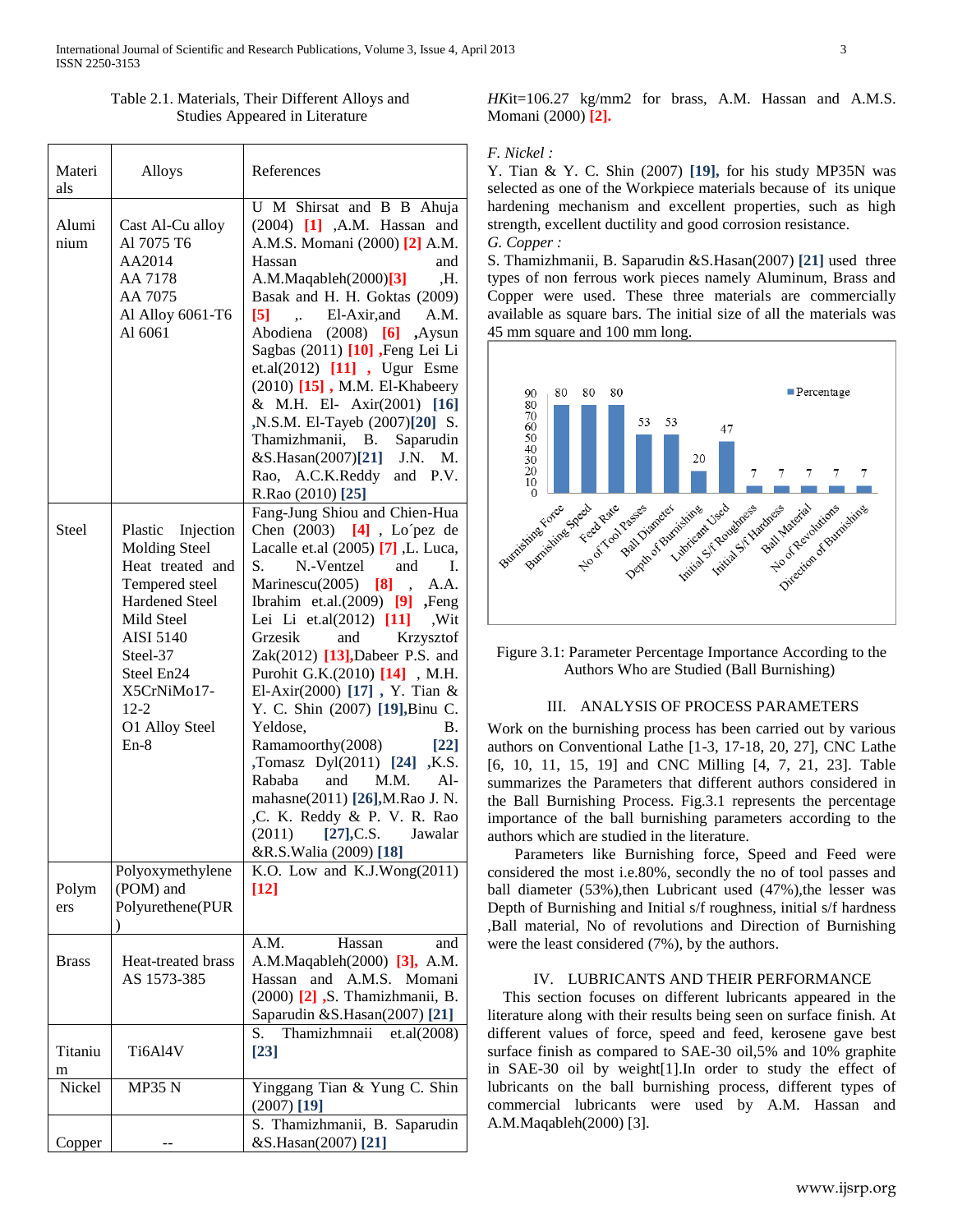Table 2.1. Materials, Their Different Alloys and Studies Appeared in Literature

| Materials | Alloys | References |
| --- | --- | --- |
| Aluminium | Cast Al-Cu alloy<br>Al 7075 T6<br>AA2014<br>AA 7178<br>AA 7075<br>Al Alloy 6061-T6<br>Al 6061 | U M Shirsat and B B Ahuja (2004) [1] ,A.M. Hassan and A.M.S. Momani (2000) [2] A.M. Hassan and A.M.Maqableh(2000)[3] ,H. Basak and H. H. Goktas (2009) [5] ,. El-Axir,and A.M. Abodiena (2008) [6] ,Aysun Sagbas (2011) [10] ,Feng Lei Li et.al(2012) [11] , Ugur Esme (2010) [15] , M.M. El-Khabeery & M.H. El- Axir(2001) [16] ,N.S.M. El-Tayeb (2007)[20] S. Thamizhmanii, B. Saparudin &S.Hasan(2007)[21] J.N. M. Rao, A.C.K.Reddy and P.V. R.Rao (2010) [25] |
| Steel | Plastic Injection Molding Steel<br>Heat treated and Tempered steel<br>Hardened Steel<br>Mild Steel<br>AISI 5140<br>Steel-37<br>Steel En24<br>X5CrNiMo17-12-2<br>O1 Alloy Steel<br>En-8 | Fang-Jung Shiou and Chien-Hua Chen (2003) [4] , Lo´pez de Lacalle et.al (2005) [7] ,L. Luca, S. N.-Ventzel and I. Marinescu(2005) [8] , A.A. Ibrahim et.al.(2009) [9] ,Feng Lei Li et.al(2012) [11] ,Wit Grzesik and Krzysztof Zak(2012) [13],Dabeer P.S. and Purohit G.K.(2010) [14] , M.H. El-Axir(2000) [17] , Y. Tian & Y. C. Shin (2007) [19],Binu C. Yeldose, B. Ramamoorthy(2008) [22] ,Tomasz Dyl(2011) [24] ,K.S. Rababa and M.M. Al-mahasne(2011) [26],M.Rao J. N. ,C. K. Reddy & P. V. R. Rao (2011) [27],C.S. Jawalar &R.S.Walia (2009) [18] |
| Polymers | Polyoxymethylene (POM) and Polyurethene(PUR) | K.O. Low and K.J.Wong(2011) [12] |
| Brass | Heat-treated brass AS 1573-385 | A.M. Hassan and A.M.Maqableh(2000) [3], A.M. Hassan and A.M.S. Momani (2000) [2] ,S. Thamizhmanii, B. Saparudin &S.Hasan(2007) [21] |
| Titanium | Ti6Al4V | S. Thamizhmnaii et.al(2008) [23] |
| Nickel | MP35 N | Yinggang Tian & Yung C. Shin (2007) [19] |
| Copper | -- | S. Thamizhmanii, B. Saparudin &S.Hasan(2007) [21] |

*HK*it=106.27 kg/mm2 for brass, A.M. Hassan and A.M.S. Momani (2000) [2].

*F. Nickel :*

Y. Tian & Y. C. Shin (2007) [19], for his study MP35N was selected as one of the Workpiece materials because of its unique hardening mechanism and excellent properties, such as high strength, excellent ductility and good corrosion resistance.

*G. Copper :*

S. Thamizhmanii, B. Saparudin &S.Hasan(2007) [21] used three types of non ferrous work pieces namely Aluminum, Brass and Copper were used. These three materials are commercially available as square bars. The initial size of all the materials was 45 mm square and 100 mm long.

| Parameter | Percentage |
| --- | --- |
| Burnishing Force | 80 |
| Burnishing Speed | 80 |
| Feed Rate | 80 |
| No of Tool Passes | 53 |
| Ball Diameter | 53 |
| Depth of Burnishing | 20 |
| Lubricant Used | 47 |
| Initial S/f Roughness | 7 |
| Initial S/f Hardness | 7 |
| Ball Material | 7 |
| No of Revolutions | 7 |
| Direction of Burnishing | 7 |

Figure 3.1: Parameter Percentage Importance According to the Authors Who are Studied (Ball Burnishing)

## III. ANALYSIS OF PROCESS PARAMETERS

Work on the burnishing process has been carried out by various authors on Conventional Lathe [1-3, 17-18, 20, 27], CNC Lathe [6, 10, 11, 15, 19] and CNC Milling [4, 7, 21, 23]. Table summarizes the Parameters that different authors considered in the Ball Burnishing Process. Fig.3.1 represents the percentage importance of the ball burnishing parameters according to the authors which are studied in the literature.

Parameters like Burnishing force, Speed and Feed were considered the most i.e.80%, secondly the no of tool passes and ball diameter (53%),then Lubricant used (47%),the lesser was Depth of Burnishing and Initial s/f roughness, initial s/f hardness ,Ball material, No of revolutions and Direction of Burnishing were the least considered (7%), by the authors.

## IV. LUBRICANTS AND THEIR PERFORMANCE

This section focuses on different lubricants appeared in the literature along with their results being seen on surface finish. At different values of force, speed and feed, kerosene gave best surface finish as compared to SAE-30 oil,5% and 10% graphite in SAE-30 oil by weight[1].In order to study the effect of lubricants on the ball burnishing process, different types of commercial lubricants were used by A.M. Hassan and A.M.Maqableh(2000) [3].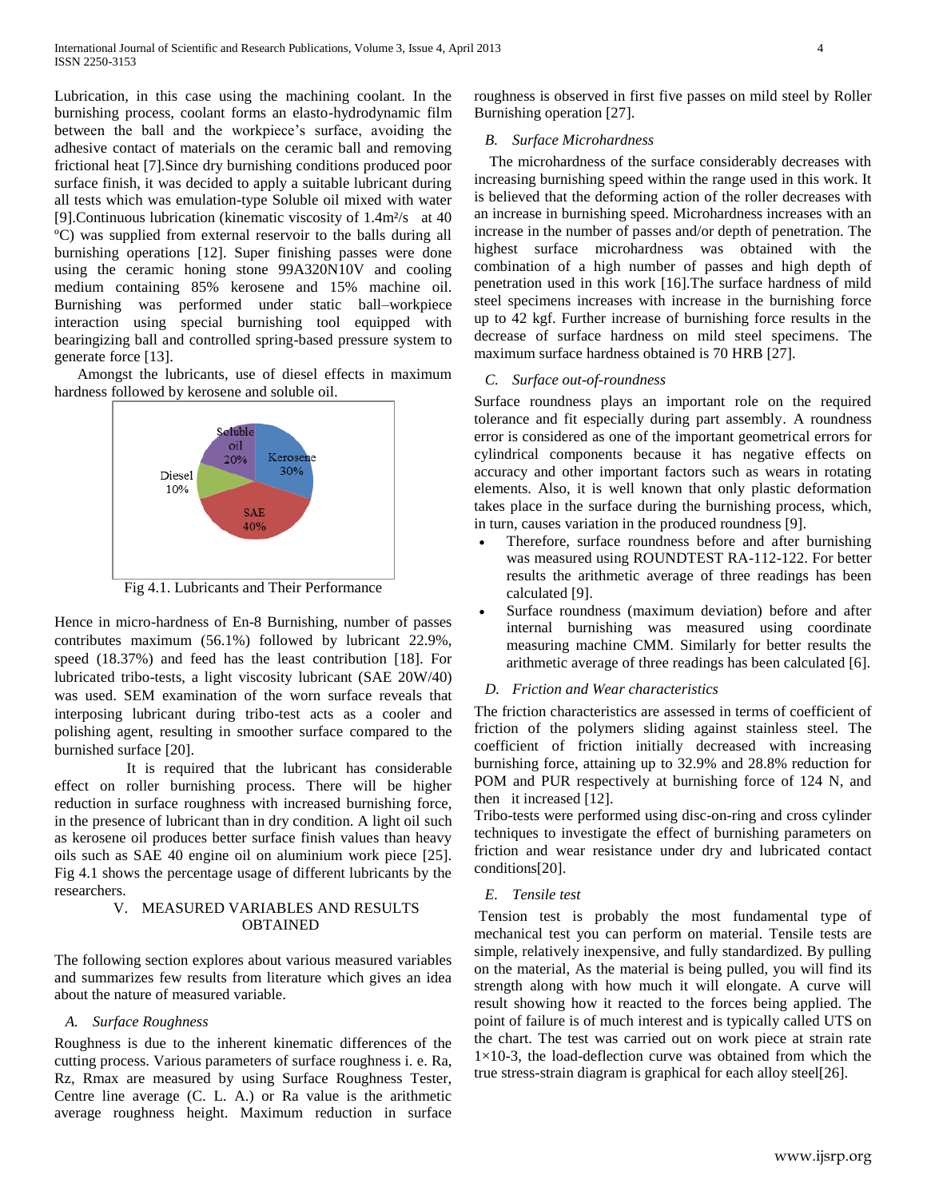Lubrication, in this case using the machining coolant. In the burnishing process, coolant forms an elasto-hydrodynamic film between the ball and the workpiece's surface, avoiding the adhesive contact of materials on the ceramic ball and removing frictional heat [7].Since dry burnishing conditions produced poor surface finish, it was decided to apply a suitable lubricant during all tests which was emulation-type Soluble oil mixed with water [9].Continuous lubrication (kinematic viscosity of 1.4m²/s at 40 ºC) was supplied from external reservoir to the balls during all burnishing operations [12]. Super finishing passes were done using the ceramic honing stone 99A320N10V and cooling medium containing 85% kerosene and 15% machine oil. Burnishing was performed under static ball–workpiece interaction using special burnishing tool equipped with bearingizing ball and controlled spring-based pressure system to generate force [13].

Amongst the lubricants, use of diesel effects in maximum hardness followed by kerosene and soluble oil.

Fig 4.1. Lubricants and Their Performance

Hence in micro-hardness of En-8 Burnishing, number of passes contributes maximum (56.1%) followed by lubricant 22.9%, speed (18.37%) and feed has the least contribution [18]. For lubricated tribo-tests, a light viscosity lubricant (SAE 20W/40) was used. SEM examination of the worn surface reveals that interposing lubricant during tribo-test acts as a cooler and polishing agent, resulting in smoother surface compared to the burnished surface [20].

It is required that the lubricant has considerable effect on roller burnishing process. There will be higher reduction in surface roughness with increased burnishing force, in the presence of lubricant than in dry condition. A light oil such as kerosene oil produces better surface finish values than heavy oils such as SAE 40 engine oil on aluminium work piece [25]. Fig 4.1 shows the percentage usage of different lubricants by the researchers.

## V. MEASURED VARIABLES AND RESULTS OBTAINED

The following section explores about various measured variables and summarizes few results from literature which gives an idea about the nature of measured variable.

### *A. Surface Roughness*

Roughness is due to the inherent kinematic differences of the cutting process. Various parameters of surface roughness i. e. Ra, Rz, Rmax are measured by using Surface Roughness Tester, Centre line average (C. L. A.) or Ra value is the arithmetic average roughness height. Maximum reduction in surface roughness is observed in first five passes on mild steel by Roller Burnishing operation [27].

### *B. Surface Microhardness*

The microhardness of the surface considerably decreases with increasing burnishing speed within the range used in this work. It is believed that the deforming action of the roller decreases with an increase in burnishing speed. Microhardness increases with an increase in the number of passes and/or depth of penetration. The highest surface microhardness was obtained with the combination of a high number of passes and high depth of penetration used in this work [16].The surface hardness of mild steel specimens increases with increase in the burnishing force up to 42 kgf. Further increase of burnishing force results in the decrease of surface hardness on mild steel specimens. The maximum surface hardness obtained is 70 HRB [27].

### *C. Surface out-of-roundness*

Surface roundness plays an important role on the required tolerance and fit especially during part assembly. A roundness error is considered as one of the important geometrical errors for cylindrical components because it has negative effects on accuracy and other important factors such as wears in rotating elements. Also, it is well known that only plastic deformation takes place in the surface during the burnishing process, which, in turn, causes variation in the produced roundness [9].

- Therefore, surface roundness before and after burnishing was measured using ROUNDTEST RA-112-122. For better results the arithmetic average of three readings has been calculated [9].
- Surface roundness (maximum deviation) before and after internal burnishing was measured using coordinate measuring machine CMM. Similarly for better results the arithmetic average of three readings has been calculated [6].

### *D. Friction and Wear characteristics*

The friction characteristics are assessed in terms of coefficient of friction of the polymers sliding against stainless steel. The coefficient of friction initially decreased with increasing burnishing force, attaining up to 32.9% and 28.8% reduction for POM and PUR respectively at burnishing force of 124 N, and then it increased [12].

Tribo-tests were performed using disc-on-ring and cross cylinder techniques to investigate the effect of burnishing parameters on friction and wear resistance under dry and lubricated contact conditions[20].

### *E. Tensile test*

Tension test is probably the most fundamental type of mechanical test you can perform on material. Tensile tests are simple, relatively inexpensive, and fully standardized. By pulling on the material, As the material is being pulled, you will find its strength along with how much it will elongate. A curve will result showing how it reacted to the forces being applied. The point of failure is of much interest and is typically called UTS on the chart. The test was carried out on work piece at strain rate $1 \times 10\text{-}3$, the load-deflection curve was obtained from which the true stress-strain diagram is graphical for each alloy steel[26].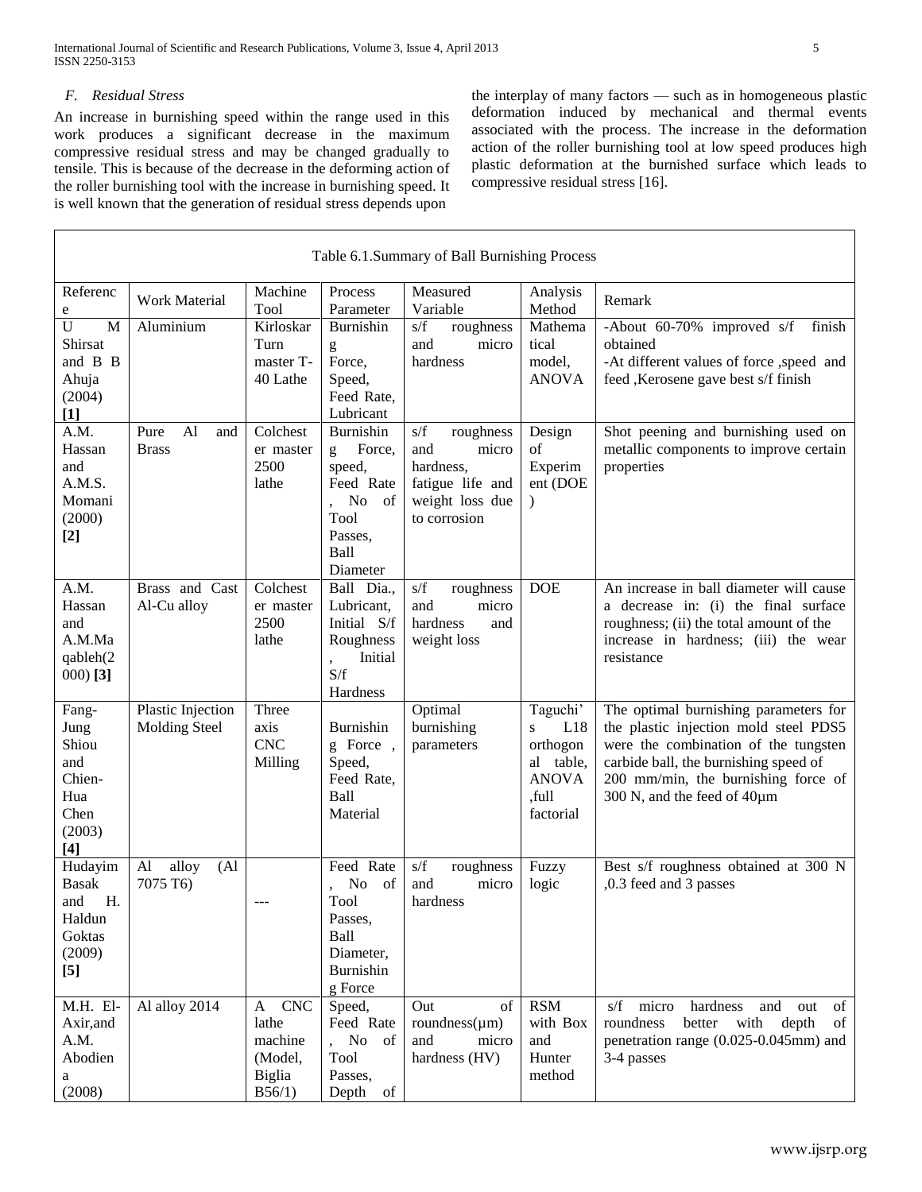### F. Residual Stress

An increase in burnishing speed within the range used in this work produces a significant decrease in the maximum compressive residual stress and may be changed gradually to tensile. This is because of the decrease in the deforming action of the roller burnishing tool with the increase in burnishing speed. It is well known that the generation of residual stress depends upon the interplay of many factors — such as in homogeneous plastic deformation induced by mechanical and thermal events associated with the process. The increase in the deformation action of the roller burnishing tool at low speed produces high plastic deformation at the burnished surface which leads to compressive residual stress [16].

Table 6.1.Summary of Ball Burnishing Process

| Reference | Work Material | Machine Tool | Process Parameter | Measured Variable | Analysis Method | Remark |
|---|---|---|---|---|---|---|
| U M Shirsat and B B Ahuja (2004) **[1]** | Aluminium | Kirloskar Turn master T-40 Lathe | Burnishing Force, Speed, Feed Rate, Lubricant | s/f roughness and micro hardness | Mathematical model, ANOVA | -About 60-70% improved s/f finish obtained<br>-At different values of force ,speed and feed ,Kerosene gave best s/f finish |
| A.M. Hassan and A.M.S. Momani (2000) **[2]** | Pure Al and Brass | Colchester master 2500 lathe | Burnishing Force, speed, Feed Rate , No of Tool Passes, Ball Diameter | s/f roughness and micro hardness, fatigue life and weight loss due to corrosion | Design of Experiment (DOE) | Shot peening and burnishing used on metallic components to improve certain properties |
| A.M. Hassan and A.M.Maqableh(2000) **[3]** | Brass and Cast Al-Cu alloy | Colchester master 2500 lathe | Ball Dia., Lubricant, Initial S/f Roughness , Initial S/f Hardness | s/f roughness and micro hardness and weight loss | DOE | An increase in ball diameter will cause a decrease in: (i) the final surface roughness; (ii) the total amount of the increase in hardness; (iii) the wear resistance |
| Fang-Jung Shiou and Chien-Hua Chen (2003) **[4]** | Plastic Injection Molding Steel | Three axis CNC Milling | Burnishing Force , Speed, Feed Rate, Ball Material | Optimal burnishing parameters | Taguchi's L18 orthogonal table, ANOVA ,full factorial | The optimal burnishing parameters for the plastic injection mold steel PDS5 were the combination of the tungsten carbide ball, the burnishing speed of 200 mm/min, the burnishing force of 300 N, and the feed of 40µm |
| Hudayim Basak and H. Haldun Goktas (2009) **[5]** | Al alloy (Al 7075 T6) | --- | Feed Rate , No of Tool Passes, Ball Diameter, Burnishing Force | s/f roughness and micro hardness | Fuzzy logic | Best s/f roughness obtained at 300 N ,0.3 feed and 3 passes |
| M.H. El-Axir,and A.M. Abodiena (2008) | Al alloy 2014 | A CNC lathe machine (Model, Biglia B56/1) | Speed, Feed Rate , No of Tool Passes, Depth of | Out of roundness(µm) and micro hardness (HV) | RSM with Box and Hunter method | s/f micro hardness and out of roundness better with depth of penetration range (0.025-0.045mm) and 3-4 passes |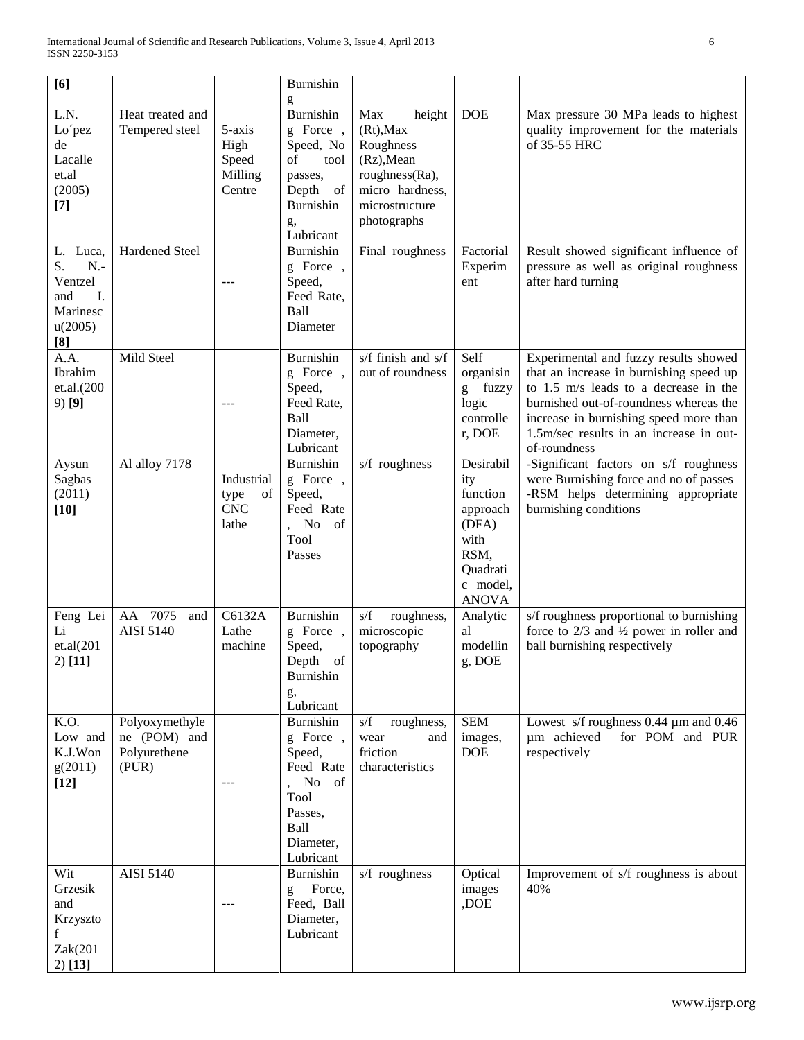| | | | | | | |
|---|---|---|---|---|---|---|
| [6] | | | Burnishing | | | |
| L.N. Lo´pez de Lacalle et.al (2005) [7] | Heat treated and Tempered steel | 5-axis High Speed Milling Centre | Burnishing Force , Speed, No of tool passes, Depth of Burnishing, Lubricant | Max height (Rt),Max Roughness (Rz),Mean roughness(Ra), micro hardness, microstructure photographs | DOE | Max pressure 30 MPa leads to highest quality improvement for the materials of 35-55 HRC |
| L. Luca, S. N.-Ventzel and I. Marinescu(2005) [8] | Hardened Steel | --- | Burnishing Force , Speed, Feed Rate, Ball Diameter | Final roughness | Factorial Experiment | Result showed significant influence of pressure as well as original roughness after hard turning |
| A.A. Ibrahim et.al.(2009) [9] | Mild Steel | --- | Burnishing Force , Speed, Feed Rate, Ball Diameter, Lubricant | s/f finish and s/f out of roundness | Self organising fuzzy logic controller, DOE | Experimental and fuzzy results showed that an increase in burnishing speed up to 1.5 m/s leads to a decrease in the burnished out-of-roundness whereas the increase in burnishing speed more than 1.5m/sec results in an increase in out-of-roundness |
| Aysun Sagbas (2011) [10] | Al alloy 7178 | Industrial type of CNC lathe | Burnishing Force , Speed, Feed Rate , No of Tool Passes | s/f roughness | Desirability function approach (DFA) with RSM, Quadratic model, ANOVA | -Significant factors on s/f roughness were Burnishing force and no of passes -RSM helps determining appropriate burnishing conditions |
| Feng Lei Li et.al(2012) [11] | AA 7075 and AISI 5140 | C6132A Lathe machine | Burnishing Force , Speed, Depth of Burnishing, Lubricant | s/f roughness, microscopic topography | Analytical modelling, DOE | s/f roughness proportional to burnishing force to 2/3 and ½ power in roller and ball burnishing respectively |
| K.O. Low and K.J.Wong(2011) [12] | Polyoxymethylene (POM) and Polyurethene (PUR) | --- | Burnishing Force , Speed, Feed Rate , No of Tool Passes, Ball Diameter, Lubricant | s/f roughness, wear and friction characteristics | SEM images, DOE | Lowest s/f roughness 0.44 µm and 0.46 µm achieved for POM and PUR respectively |
| Wit Grzesik and Krzysztof Zak(2012) [13] | AISI 5140 | --- | Burnishing Force, Feed, Ball Diameter, Lubricant | s/f roughness | Optical images ,DOE | Improvement of s/f roughness is about 40% |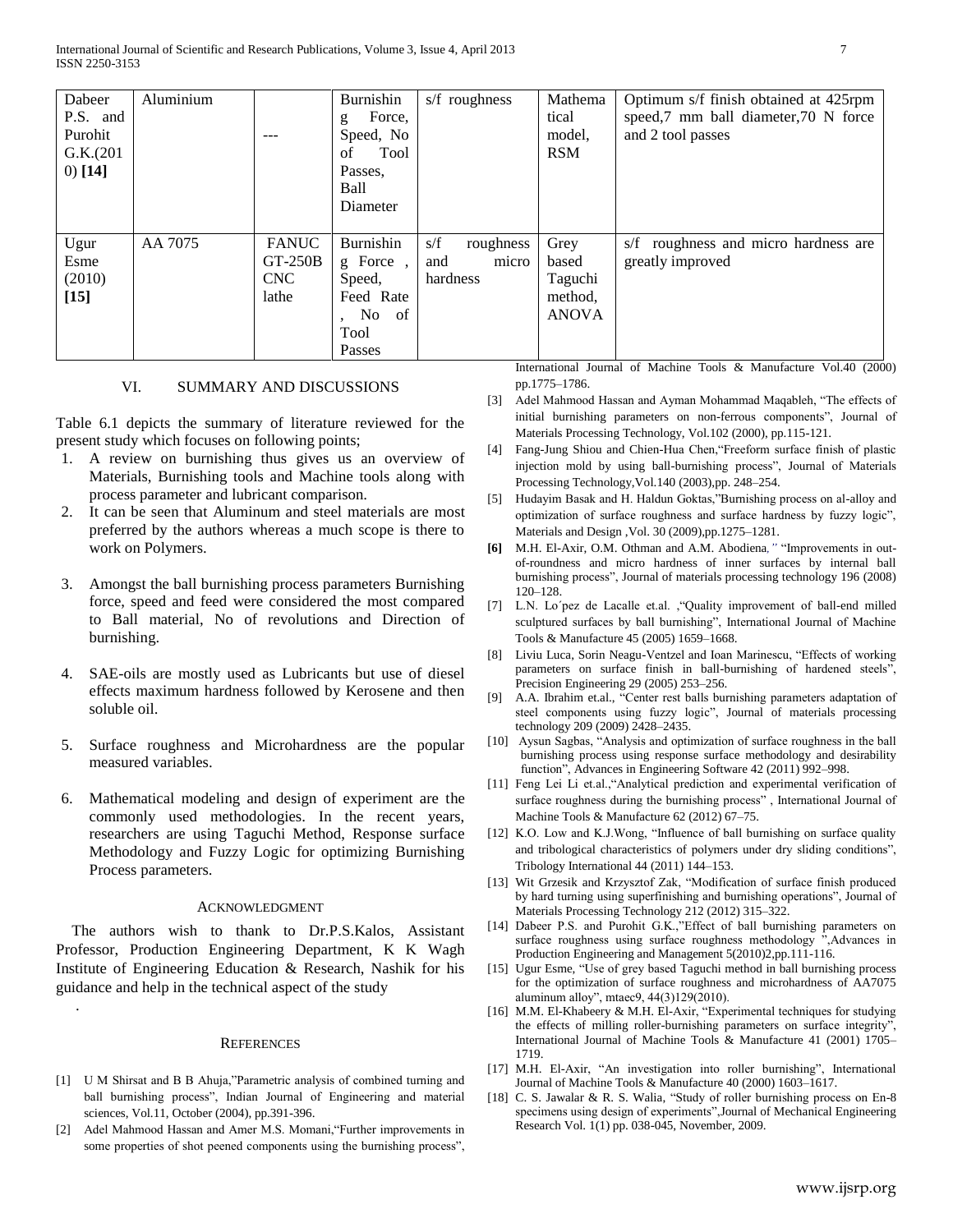| Dabeer P.S. and Purohit G.K.(2010) **[14]** | Aluminium | --- | Burnishing Force, Speed, No of Tool Passes, Ball Diameter | s/f roughness | Mathematical model, RSM | Optimum s/f finish obtained at 425rpm speed,7 mm ball diameter,70 N force and 2 tool passes |
|---|---|---|---|---|---|---|
| Ugur Esme (2010) **[15]** | AA 7075 | FANUC GT-250B CNC lathe | Burnishing Force , Speed, Feed Rate , No of Tool Passes | s/f roughness and micro hardness | Grey based Taguchi method, ANOVA | s/f roughness and micro hardness are greatly improved |

## VI. Summary and Discussions

Table 6.1 depicts the summary of literature reviewed for the present study which focuses on following points;

1. A review on burnishing thus gives us an overview of Materials, Burnishing tools and Machine tools along with process parameter and lubricant comparison.
2. It can be seen that Aluminum and steel materials are most preferred by the authors whereas a much scope is there to work on Polymers.
3. Amongst the ball burnishing process parameters Burnishing force, speed and feed were considered the most compared to Ball material, No of revolutions and Direction of burnishing.
4. SAE-oils are mostly used as Lubricants but use of diesel effects maximum hardness followed by Kerosene and then soluble oil.
5. Surface roughness and Microhardness are the popular measured variables.
6. Mathematical modeling and design of experiment are the commonly used methodologies. In the recent years, researchers are using Taguchi Method, Response surface Methodology and Fuzzy Logic for optimizing Burnishing Process parameters.

### Acknowledgment

The authors wish to thank to Dr.P.S.Kalos, Assistant Professor, Production Engineering Department, K K Wagh Institute of Engineering Education & Research, Nashik for his guidance and help in the technical aspect of the study

.

### References

[1] U M Shirsat and B B Ahuja,"Parametric analysis of combined turning and ball burnishing process", Indian Journal of Engineering and material sciences, Vol.11, October (2004), pp.391-396.

[2] Adel Mahmood Hassan and Amer M.S. Momani,"Further improvements in some properties of shot peened components using the burnishing process", International Journal of Machine Tools & Manufacture Vol.40 (2000) pp.1775–1786.

[3] Adel Mahmood Hassan and Ayman Mohammad Maqableh, "The effects of initial burnishing parameters on non-ferrous components", Journal of Materials Processing Technology, Vol.102 (2000), pp.115-121.

[4] Fang-Jung Shiou and Chien-Hua Chen,"Freeform surface finish of plastic injection mold by using ball-burnishing process", Journal of Materials Processing Technology,Vol.140 (2003),pp. 248–254.

[5] Hudayim Basak and H. Haldun Goktas,"Burnishing process on al-alloy and optimization of surface roughness and surface hardness by fuzzy logic", Materials and Design ,Vol. 30 (2009),pp.1275–1281.

**[6]** M.H. El-Axir, O.M. Othman and A.M. Abodiena*,"* "Improvements in out-of-roundness and micro hardness of inner surfaces by internal ball burnishing process", Journal of materials processing technology 196 (2008) 120–128.

[7] L.N. Lo´pez de Lacalle et.al. ,"Quality improvement of ball-end milled sculptured surfaces by ball burnishing", International Journal of Machine Tools & Manufacture 45 (2005) 1659–1668.

[8] Liviu Luca, Sorin Neagu-Ventzel and Ioan Marinescu, "Effects of working parameters on surface finish in ball-burnishing of hardened steels", Precision Engineering 29 (2005) 253–256.

[9] A.A. Ibrahim et.al., "Center rest balls burnishing parameters adaptation of steel components using fuzzy logic", Journal of materials processing technology 209 (2009) 2428–2435.

[10] Aysun Sagbas, "Analysis and optimization of surface roughness in the ball burnishing process using response surface methodology and desirability function", Advances in Engineering Software 42 (2011) 992–998.

[11] Feng Lei Li et.al.,"Analytical prediction and experimental verification of surface roughness during the burnishing process" , International Journal of Machine Tools & Manufacture 62 (2012) 67–75.

[12] K.O. Low and K.J.Wong, "Influence of ball burnishing on surface quality and tribological characteristics of polymers under dry sliding conditions", Tribology International 44 (2011) 144–153.

[13] Wit Grzesik and Krzysztof Zak, "Modification of surface finish produced by hard turning using superfinishing and burnishing operations", Journal of Materials Processing Technology 212 (2012) 315–322.

[14] Dabeer P.S. and Purohit G.K.,"Effect of ball burnishing parameters on surface roughness using surface roughness methodology ",Advances in Production Engineering and Management 5(2010)2,pp.111-116.

[15] Ugur Esme, "Use of grey based Taguchi method in ball burnishing process for the optimization of surface roughness and microhardness of AA7075 aluminum alloy", mtaec9, 44(3)129(2010).

[16] M.M. El-Khabeery & M.H. El-Axir, "Experimental techniques for studying the effects of milling roller-burnishing parameters on surface integrity", International Journal of Machine Tools & Manufacture 41 (2001) 1705–1719.

[17] M.H. El-Axir, "An investigation into roller burnishing", International Journal of Machine Tools & Manufacture 40 (2000) 1603–1617.

[18] C. S. Jawalar & R. S. Walia, "Study of roller burnishing process on En-8 specimens using design of experiments",Journal of Mechanical Engineering Research Vol. 1(1) pp. 038-045, November, 2009.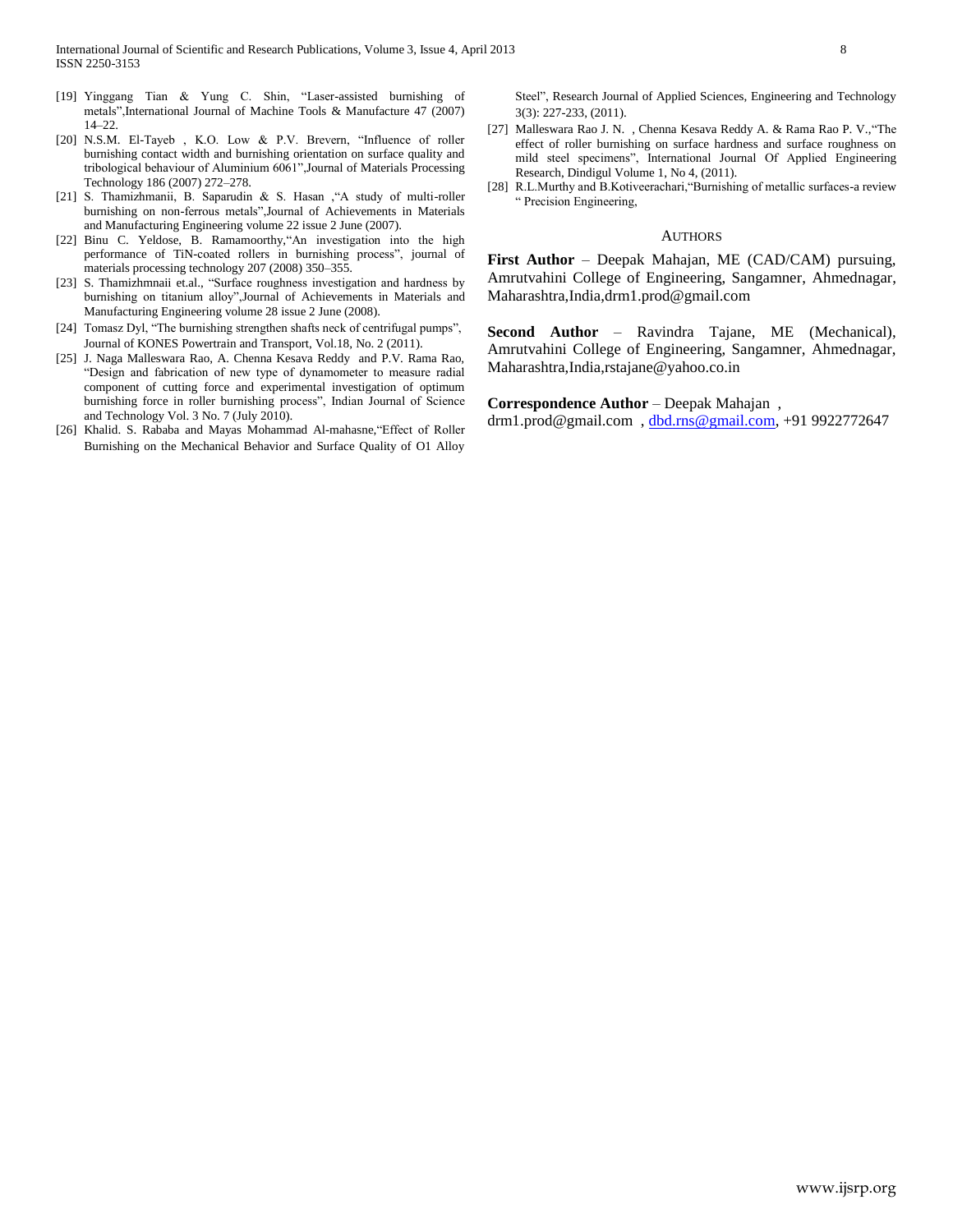[19] Yinggang Tian & Yung C. Shin, "Laser-assisted burnishing of metals",International Journal of Machine Tools & Manufacture 47 (2007) 14–22.

[20] N.S.M. El-Tayeb , K.O. Low & P.V. Brevern, "Influence of roller burnishing contact width and burnishing orientation on surface quality and tribological behaviour of Aluminium 6061",Journal of Materials Processing Technology 186 (2007) 272–278.

[21] S. Thamizhmanii, B. Saparudin & S. Hasan ,"A study of multi-roller burnishing on non-ferrous metals",Journal of Achievements in Materials and Manufacturing Engineering volume 22 issue 2 June (2007).

[22] Binu C. Yeldose, B. Ramamoorthy,"An investigation into the high performance of TiN-coated rollers in burnishing process", journal of materials processing technology 207 (2008) 350–355.

[23] S. Thamizhmnaii et.al., "Surface roughness investigation and hardness by burnishing on titanium alloy",Journal of Achievements in Materials and Manufacturing Engineering volume 28 issue 2 June (2008).

[24] Tomasz Dyl, "The burnishing strengthen shafts neck of centrifugal pumps", Journal of KONES Powertrain and Transport, Vol.18, No. 2 (2011).

[25] J. Naga Malleswara Rao, A. Chenna Kesava Reddy and P.V. Rama Rao, "Design and fabrication of new type of dynamometer to measure radial component of cutting force and experimental investigation of optimum burnishing force in roller burnishing process", Indian Journal of Science and Technology Vol. 3 No. 7 (July 2010).

[26] Khalid. S. Rababa and Mayas Mohammad Al-mahasne,"Effect of Roller Burnishing on the Mechanical Behavior and Surface Quality of O1 Alloy Steel", Research Journal of Applied Sciences, Engineering and Technology 3(3): 227-233, (2011).

[27] Malleswara Rao J. N. , Chenna Kesava Reddy A. & Rama Rao P. V.,"The effect of roller burnishing on surface hardness and surface roughness on mild steel specimens", International Journal Of Applied Engineering Research, Dindigul Volume 1, No 4, (2011).

[28] R.L.Murthy and B.Kotiveerachari,"Burnishing of metallic surfaces-a review " Precision Engineering,

## AUTHORS

**First Author** – Deepak Mahajan, ME (CAD/CAM) pursuing, Amrutvahini College of Engineering, Sangamner, Ahmednagar, Maharashtra,India,drm1.prod@gmail.com

**Second Author** – Ravindra Tajane, ME (Mechanical), Amrutvahini College of Engineering, Sangamner, Ahmednagar, Maharashtra,India,rstajane@yahoo.co.in

**Correspondence Author** – Deepak Mahajan , drm1.prod@gmail.com , dbd.rns@gmail.com, +91 9922772647